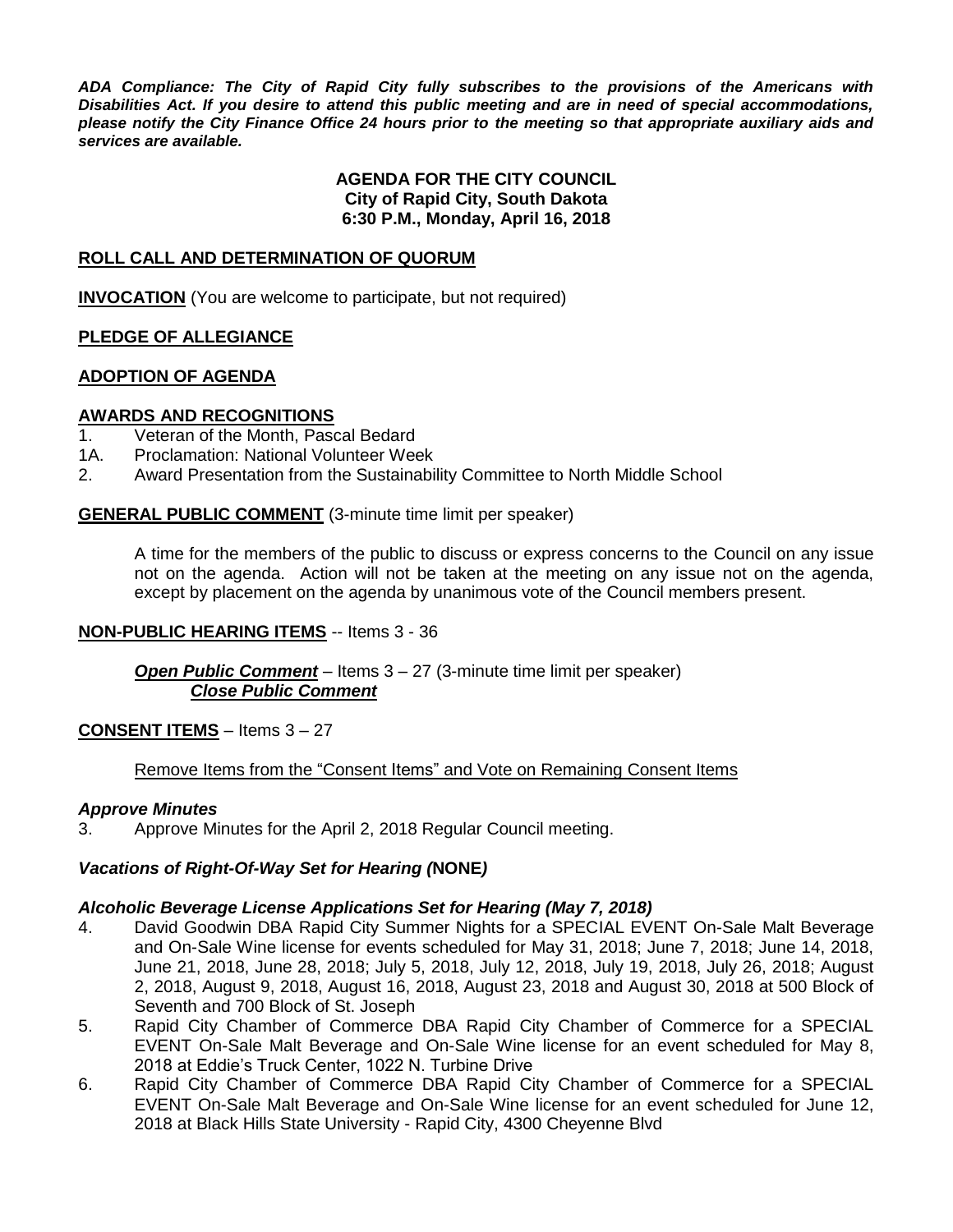***ADA Compliance: The City of Rapid City fully subscribes to the provisions of the Americans with Disabilities Act. If you desire to attend this public meeting and are in need of special accommodations, please notify the City Finance Office 24 hours prior to the meeting so that appropriate auxiliary aids and services are available.***

**AGENDA FOR THE CITY COUNCIL**
**City of Rapid City, South Dakota**
**6:30 P.M., Monday, April 16, 2018**

## ROLL CALL AND DETERMINATION OF QUORUM

**INVOCATION** (You are welcome to participate, but not required)

## PLEDGE OF ALLEGIANCE

## ADOPTION OF AGENDA

## AWARDS AND RECOGNITIONS

1. Veteran of the Month, Pascal Bedard

1A. Proclamation: National Volunteer Week

2. Award Presentation from the Sustainability Committee to North Middle School

**GENERAL PUBLIC COMMENT** (3-minute time limit per speaker)

A time for the members of the public to discuss or express concerns to the Council on any issue not on the agenda. Action will not be taken at the meeting on any issue not on the agenda, except by placement on the agenda by unanimous vote of the Council members present.

**NON-PUBLIC HEARING ITEMS** -- Items 3 - 36

***Open Public Comment*** – Items 3 – 27 (3-minute time limit per speaker)
***Close Public Comment***

**CONSENT ITEMS** – Items 3 – 27

Remove Items from the "Consent Items" and Vote on Remaining Consent Items

### *Approve Minutes*

3. Approve Minutes for the April 2, 2018 Regular Council meeting.

### *Vacations of Right-Of-Way Set for Hearing (*NONE*)*

### *Alcoholic Beverage License Applications Set for Hearing (May 7, 2018)*

4. David Goodwin DBA Rapid City Summer Nights for a SPECIAL EVENT On-Sale Malt Beverage and On-Sale Wine license for events scheduled for May 31, 2018; June 7, 2018; June 14, 2018, June 21, 2018, June 28, 2018; July 5, 2018, July 12, 2018, July 19, 2018, July 26, 2018; August 2, 2018, August 9, 2018, August 16, 2018, August 23, 2018 and August 30, 2018 at 500 Block of Seventh and 700 Block of St. Joseph
5. Rapid City Chamber of Commerce DBA Rapid City Chamber of Commerce for a SPECIAL EVENT On-Sale Malt Beverage and On-Sale Wine license for an event scheduled for May 8, 2018 at Eddie's Truck Center, 1022 N. Turbine Drive
6. Rapid City Chamber of Commerce DBA Rapid City Chamber of Commerce for a SPECIAL EVENT On-Sale Malt Beverage and On-Sale Wine license for an event scheduled for June 12, 2018 at Black Hills State University - Rapid City, 4300 Cheyenne Blvd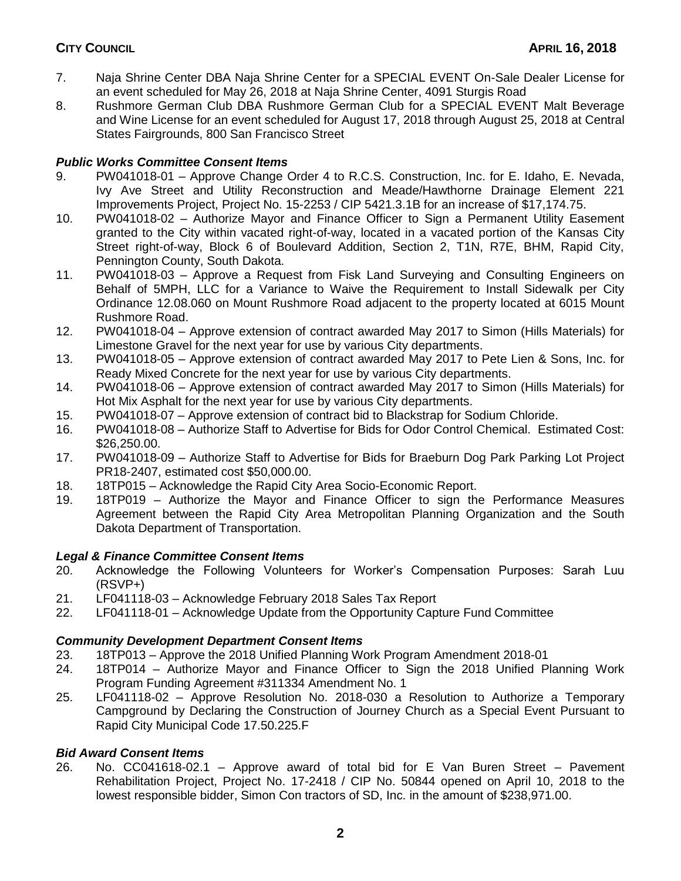7. Naja Shrine Center DBA Naja Shrine Center for a SPECIAL EVENT On-Sale Dealer License for an event scheduled for May 26, 2018 at Naja Shrine Center, 4091 Sturgis Road
8. Rushmore German Club DBA Rushmore German Club for a SPECIAL EVENT Malt Beverage and Wine License for an event scheduled for August 17, 2018 through August 25, 2018 at Central States Fairgrounds, 800 San Francisco Street

### *Public Works Committee Consent Items*

9. PW041018-01 – Approve Change Order 4 to R.C.S. Construction, Inc. for E. Idaho, E. Nevada, Ivy Ave Street and Utility Reconstruction and Meade/Hawthorne Drainage Element 221 Improvements Project, Project No. 15-2253 / CIP 5421.3.1B for an increase of $17,174.75.
10. PW041018-02 – Authorize Mayor and Finance Officer to Sign a Permanent Utility Easement granted to the City within vacated right-of-way, located in a vacated portion of the Kansas City Street right-of-way, Block 6 of Boulevard Addition, Section 2, T1N, R7E, BHM, Rapid City, Pennington County, South Dakota.
11. PW041018-03 – Approve a Request from Fisk Land Surveying and Consulting Engineers on Behalf of 5MPH, LLC for a Variance to Waive the Requirement to Install Sidewalk per City Ordinance 12.08.060 on Mount Rushmore Road adjacent to the property located at 6015 Mount Rushmore Road.
12. PW041018-04 – Approve extension of contract awarded May 2017 to Simon (Hills Materials) for Limestone Gravel for the next year for use by various City departments.
13. PW041018-05 – Approve extension of contract awarded May 2017 to Pete Lien & Sons, Inc. for Ready Mixed Concrete for the next year for use by various City departments.
14. PW041018-06 – Approve extension of contract awarded May 2017 to Simon (Hills Materials) for Hot Mix Asphalt for the next year for use by various City departments.
15. PW041018-07 – Approve extension of contract bid to Blackstrap for Sodium Chloride.
16. PW041018-08 – Authorize Staff to Advertise for Bids for Odor Control Chemical. Estimated Cost: $26,250.00.
17. PW041018-09 – Authorize Staff to Advertise for Bids for Braeburn Dog Park Parking Lot Project PR18-2407, estimated cost $50,000.00.
18. 18TP015 – Acknowledge the Rapid City Area Socio-Economic Report.
19. 18TP019 – Authorize the Mayor and Finance Officer to sign the Performance Measures Agreement between the Rapid City Area Metropolitan Planning Organization and the South Dakota Department of Transportation.

### *Legal & Finance Committee Consent Items*

20. Acknowledge the Following Volunteers for Worker's Compensation Purposes: Sarah Luu (RSVP+)
21. LF041118-03 – Acknowledge February 2018 Sales Tax Report
22. LF041118-01 – Acknowledge Update from the Opportunity Capture Fund Committee

### *Community Development Department Consent Items*

23. 18TP013 – Approve the 2018 Unified Planning Work Program Amendment 2018-01
24. 18TP014 – Authorize Mayor and Finance Officer to Sign the 2018 Unified Planning Work Program Funding Agreement #311334 Amendment No. 1
25. LF041118-02 – Approve Resolution No. 2018-030 a Resolution to Authorize a Temporary Campground by Declaring the Construction of Journey Church as a Special Event Pursuant to Rapid City Municipal Code 17.50.225.F

### *Bid Award Consent Items*

26. No. CC041618-02.1 – Approve award of total bid for E Van Buren Street – Pavement Rehabilitation Project, Project No. 17-2418 / CIP No. 50844 opened on April 10, 2018 to the lowest responsible bidder, Simon Con tractors of SD, Inc. in the amount of $238,971.00.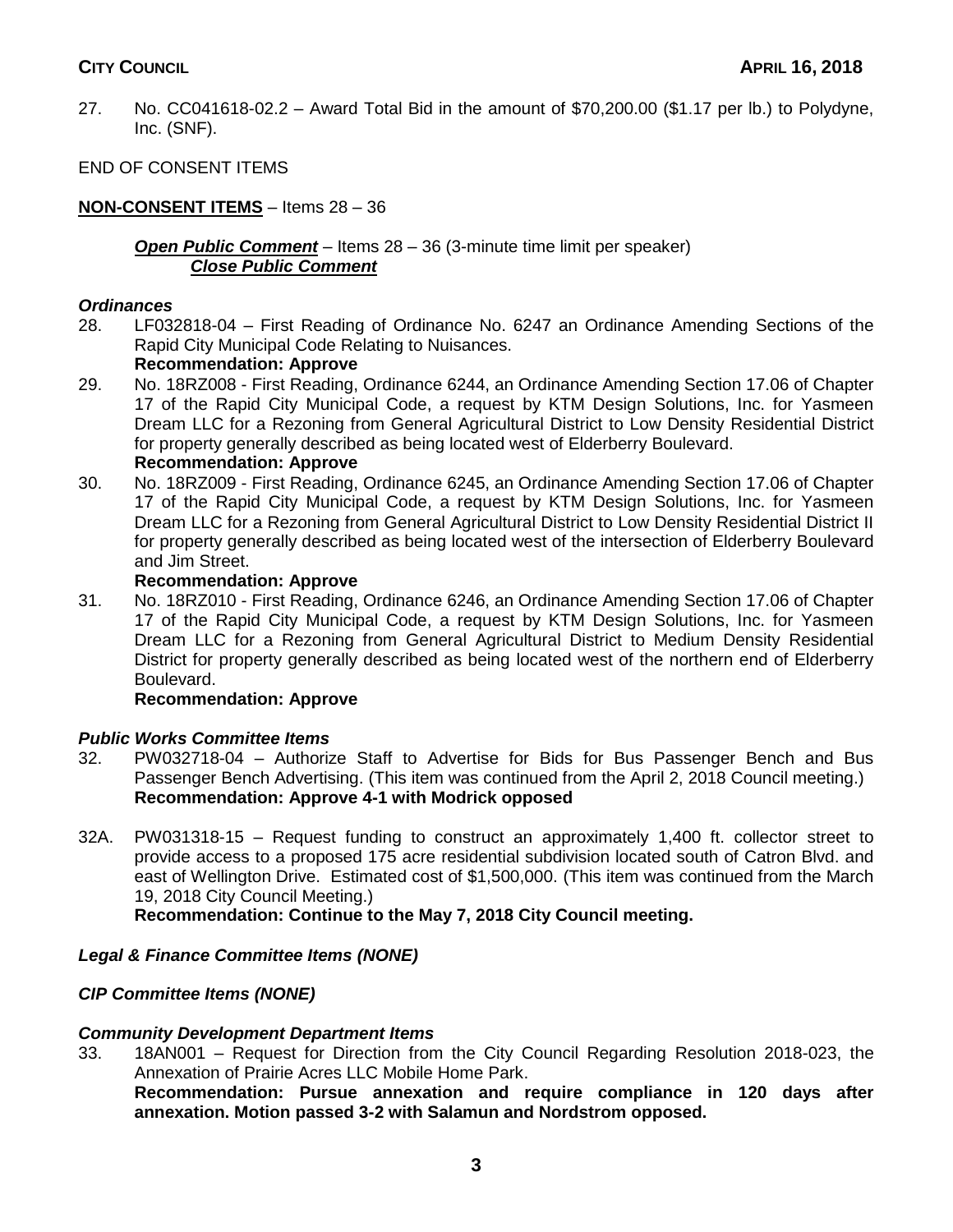27. No. CC041618-02.2 – Award Total Bid in the amount of $70,200.00 ($1.17 per lb.) to Polydyne, Inc. (SNF).

END OF CONSENT ITEMS

**NON-CONSENT ITEMS** – Items 28 – 36

***Open Public Comment*** – Items 28 – 36 (3-minute time limit per speaker)
***Close Public Comment***

***Ordinances***

28. LF032818-04 – First Reading of Ordinance No. 6247 an Ordinance Amending Sections of the Rapid City Municipal Code Relating to Nuisances.
**Recommendation: Approve**

29. No. 18RZ008 - First Reading, Ordinance 6244, an Ordinance Amending Section 17.06 of Chapter 17 of the Rapid City Municipal Code, a request by KTM Design Solutions, Inc. for Yasmeen Dream LLC for a Rezoning from General Agricultural District to Low Density Residential District for property generally described as being located west of Elderberry Boulevard.
**Recommendation: Approve**

30. No. 18RZ009 - First Reading, Ordinance 6245, an Ordinance Amending Section 17.06 of Chapter 17 of the Rapid City Municipal Code, a request by KTM Design Solutions, Inc. for Yasmeen Dream LLC for a Rezoning from General Agricultural District to Low Density Residential District II for property generally described as being located west of the intersection of Elderberry Boulevard and Jim Street.
**Recommendation: Approve**

31. No. 18RZ010 - First Reading, Ordinance 6246, an Ordinance Amending Section 17.06 of Chapter 17 of the Rapid City Municipal Code, a request by KTM Design Solutions, Inc. for Yasmeen Dream LLC for a Rezoning from General Agricultural District to Medium Density Residential District for property generally described as being located west of the northern end of Elderberry Boulevard.
**Recommendation: Approve**

***Public Works Committee Items***

32. PW032718-04 – Authorize Staff to Advertise for Bids for Bus Passenger Bench and Bus Passenger Bench Advertising. (This item was continued from the April 2, 2018 Council meeting.)
**Recommendation: Approve 4-1 with Modrick opposed**

32A. PW031318-15 – Request funding to construct an approximately 1,400 ft. collector street to provide access to a proposed 175 acre residential subdivision located south of Catron Blvd. and east of Wellington Drive. Estimated cost of $1,500,000. (This item was continued from the March 19, 2018 City Council Meeting.)
**Recommendation: Continue to the May 7, 2018 City Council meeting.**

***Legal & Finance Committee Items (NONE)***

***CIP Committee Items (NONE)***

***Community Development Department Items***

33. 18AN001 – Request for Direction from the City Council Regarding Resolution 2018-023, the Annexation of Prairie Acres LLC Mobile Home Park.
**Recommendation: Pursue annexation and require compliance in 120 days after annexation. Motion passed 3-2 with Salamun and Nordstrom opposed.**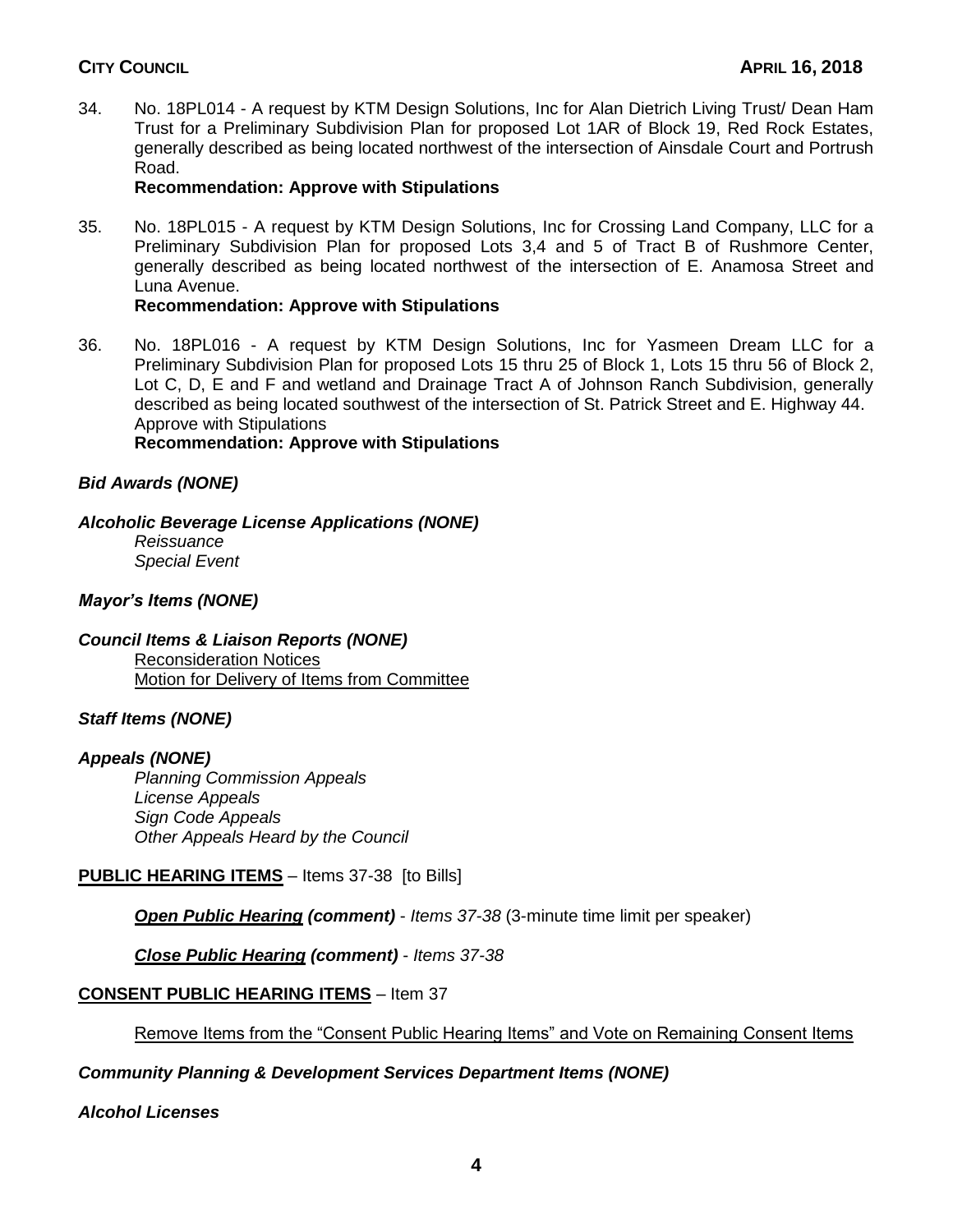34. No. 18PL014 - A request by KTM Design Solutions, Inc for Alan Dietrich Living Trust/ Dean Ham Trust for a Preliminary Subdivision Plan for proposed Lot 1AR of Block 19, Red Rock Estates, generally described as being located northwest of the intersection of Ainsdale Court and Portrush Road.
**Recommendation: Approve with Stipulations**

35. No. 18PL015 - A request by KTM Design Solutions, Inc for Crossing Land Company, LLC for a Preliminary Subdivision Plan for proposed Lots 3,4 and 5 of Tract B of Rushmore Center, generally described as being located northwest of the intersection of E. Anamosa Street and Luna Avenue.
**Recommendation: Approve with Stipulations**

36. No. 18PL016 - A request by KTM Design Solutions, Inc for Yasmeen Dream LLC for a Preliminary Subdivision Plan for proposed Lots 15 thru 25 of Block 1, Lots 15 thru 56 of Block 2, Lot C, D, E and F and wetland and Drainage Tract A of Johnson Ranch Subdivision, generally described as being located southwest of the intersection of St. Patrick Street and E. Highway 44. Approve with Stipulations
**Recommendation: Approve with Stipulations**

***Bid Awards (NONE)***

***Alcoholic Beverage License Applications (NONE)***

*Reissuance*
*Special Event*

***Mayor's Items (NONE)***

***Council Items & Liaison Reports (NONE)***

Reconsideration Notices
Motion for Delivery of Items from Committee

***Staff Items (NONE)***

***Appeals (NONE)***

*Planning Commission Appeals*
*License Appeals*
*Sign Code Appeals*
*Other Appeals Heard by the Council*

**PUBLIC HEARING ITEMS** – Items 37-38 [to Bills]

***Open Public Hearing (comment)*** - *Items 37-38* (3-minute time limit per speaker)

***Close Public Hearing (comment)*** - *Items 37-38*

**CONSENT PUBLIC HEARING ITEMS** – Item 37

Remove Items from the "Consent Public Hearing Items" and Vote on Remaining Consent Items

***Community Planning & Development Services Department Items (NONE)***

***Alcohol Licenses***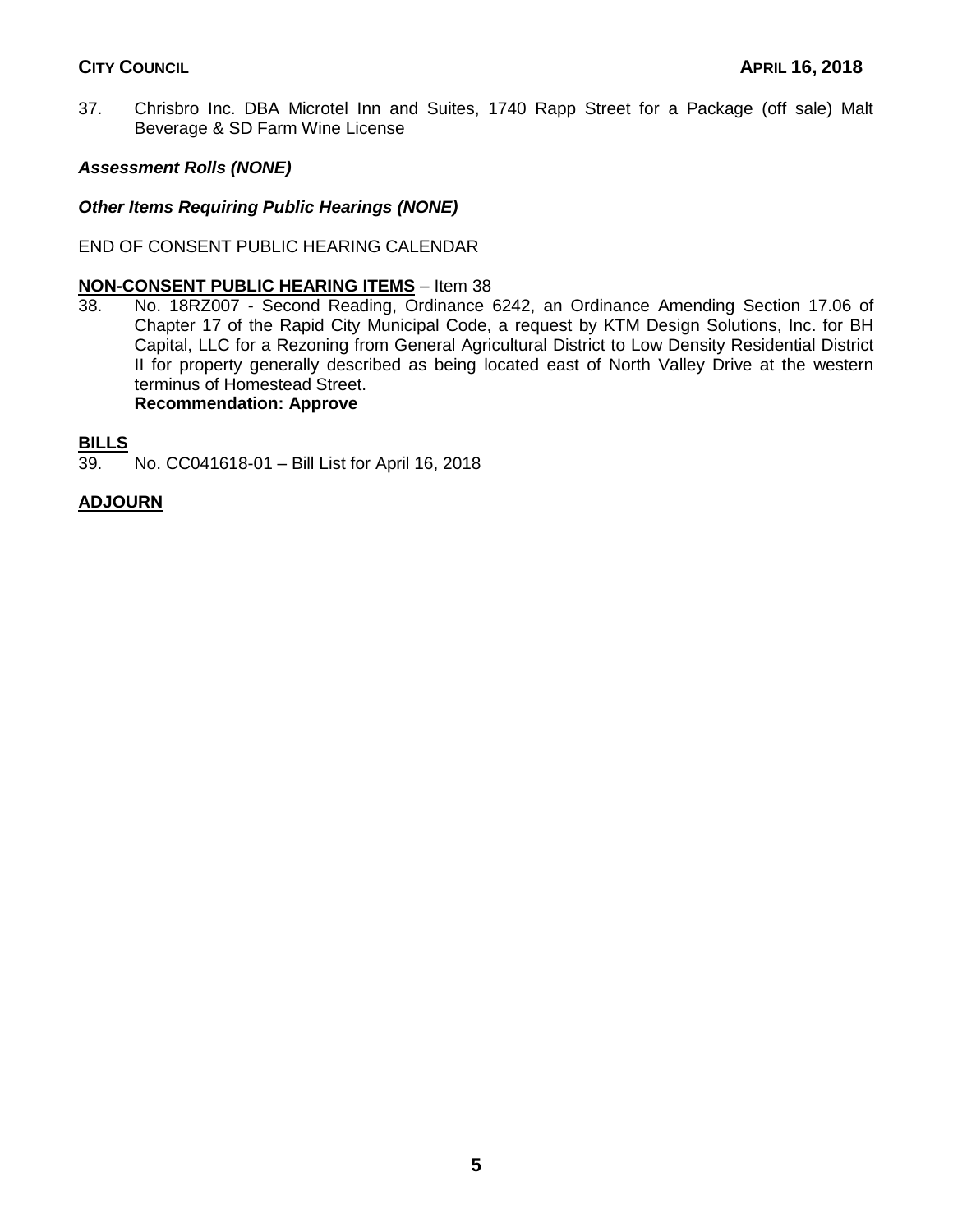37. Chrisbro Inc. DBA Microtel Inn and Suites, 1740 Rapp Street for a Package (off sale) Malt Beverage & SD Farm Wine License

***Assessment Rolls (NONE)***

***Other Items Requiring Public Hearings (NONE)***

END OF CONSENT PUBLIC HEARING CALENDAR

**NON-CONSENT PUBLIC HEARING ITEMS** – Item 38

38. No. 18RZ007 - Second Reading, Ordinance 6242, an Ordinance Amending Section 17.06 of Chapter 17 of the Rapid City Municipal Code, a request by KTM Design Solutions, Inc. for BH Capital, LLC for a Rezoning from General Agricultural District to Low Density Residential District II for property generally described as being located east of North Valley Drive at the western terminus of Homestead Street.
    **Recommendation: Approve**

**BILLS**

39. No. CC041618-01 – Bill List for April 16, 2018

**ADJOURN**